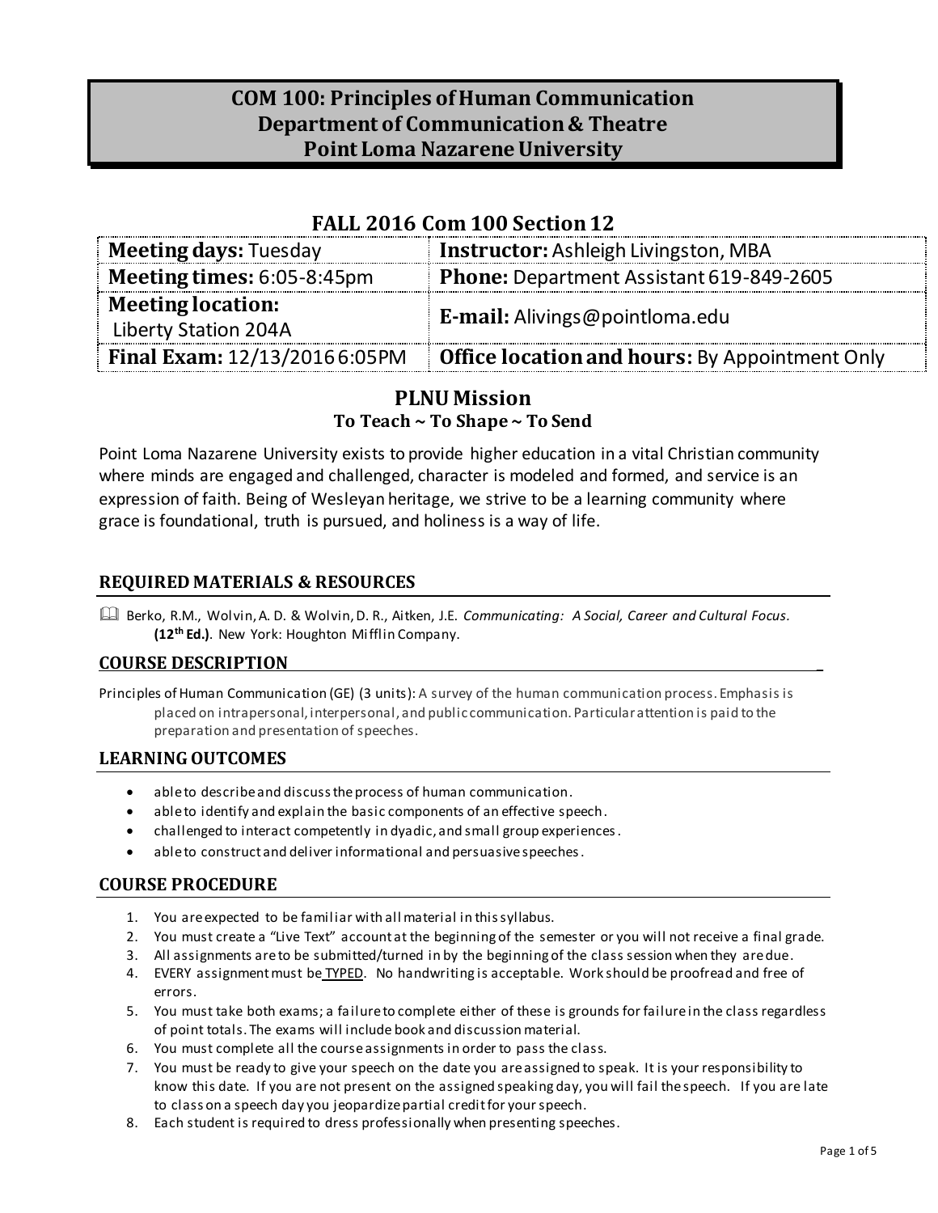# COM 100: Principles of Human Communication
# Department of Communication & Theatre
# Point Loma Nazarene University

## FALL 2016 Com 100 Section 12

| | |
|---|---|
| **Meeting days:** Tuesday | **Instructor:** Ashleigh Livingston, MBA |
| **Meeting times:** 6:05-8:45pm | **Phone:** Department Assistant 619-849-2605 |
| **Meeting location:** Liberty Station 204A | **E-mail:** Alivings@pointloma.edu |
| **Final Exam:** 12/13/2016 6:05PM | **Office location and hours:** By Appointment Only |

## PLNU Mission
### To Teach ~ To Shape ~ To Send

Point Loma Nazarene University exists to provide higher education in a vital Christian community where minds are engaged and challenged, character is modeled and formed, and service is an expression of faith. Being of Wesleyan heritage, we strive to be a learning community where grace is foundational, truth is pursued, and holiness is a way of life.

## REQUIRED MATERIALS & RESOURCES

Berko, R.M., Wolvin, A. D. & Wolvin, D. R., Aitken, J.E. *Communicating: A Social, Career and Cultural Focus.* **(12th Ed.)**. New York: Houghton Mifflin Company.

## COURSE DESCRIPTION

Principles of Human Communication (GE) (3 units): A survey of the human communication process. Emphasis is placed on intrapersonal, interpersonal, and public communication. Particular attention is paid to the preparation and presentation of speeches.

## LEARNING OUTCOMES

- able to describe and discuss the process of human communication.
- able to identify and explain the basic components of an effective speech.
- challenged to interact competently in dyadic, and small group experiences.
- able to construct and deliver informational and persuasive speeches.

## COURSE PROCEDURE

1. You are expected to be familiar with all material in this syllabus.
2. You must create a "Live Text" account at the beginning of the semester or you will not receive a final grade.
3. All assignments are to be submitted/turned in by the beginning of the class session when they are due.
4. EVERY assignment must be TYPED. No handwriting is acceptable. Work should be proofread and free of errors.
5. You must take both exams; a failure to complete either of these is grounds for failure in the class regardless of point totals. The exams will include book and discussion material.
6. You must complete all the course assignments in order to pass the class.
7. You must be ready to give your speech on the date you are assigned to speak. It is your responsibility to know this date. If you are not present on the assigned speaking day, you will fail the speech. If you are late to class on a speech day you jeopardize partial credit for your speech.
8. Each student is required to dress professionally when presenting speeches.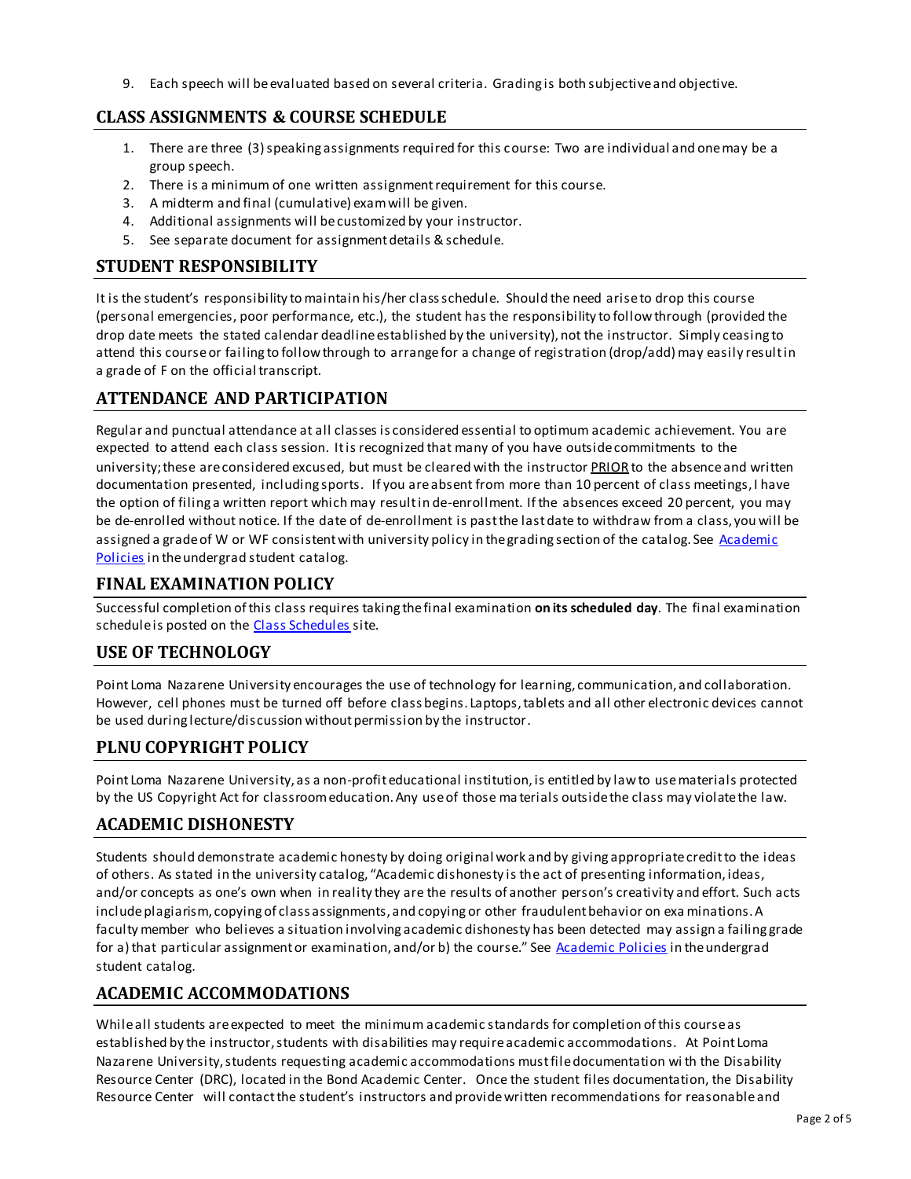9. Each speech will be evaluated based on several criteria. Grading is both subjective and objective.

## CLASS ASSIGNMENTS & COURSE SCHEDULE

1. There are three (3) speaking assignments required for this course: Two are individual and one may be a group speech.
2. There is a minimum of one written assignment requirement for this course.
3. A midterm and final (cumulative) exam will be given.
4. Additional assignments will be customized by your instructor.
5. See separate document for assignment details & schedule.

## STUDENT RESPONSIBILITY

It is the student's responsibility to maintain his/her class schedule. Should the need arise to drop this course (personal emergencies, poor performance, etc.), the student has the responsibility to follow through (provided the drop date meets the stated calendar deadline established by the university), not the instructor. Simply ceasing to attend this course or failing to follow through to arrange for a change of registration (drop/add) may easily result in a grade of F on the official transcript.

## ATTENDANCE AND PARTICIPATION

Regular and punctual attendance at all classes is considered essential to optimum academic achievement. You are expected to attend each class session. It is recognized that many of you have outside commitments to the university; these are considered excused, but must be cleared with the instructor PRIOR to the absence and written documentation presented, including sports. If you are absent from more than 10 percent of class meetings, I have the option of filing a written report which may result in de-enrollment. If the absences exceed 20 percent, you may be de-enrolled without notice. If the date of de-enrollment is past the last date to withdraw from a class, you will be assigned a grade of W or WF consistent with university policy in the grading section of the catalog. See Academic Policies in the undergrad student catalog.

## FINAL EXAMINATION POLICY

Successful completion of this class requires taking the final examination **on its scheduled day**. The final examination schedule is posted on the Class Schedules site.

## USE OF TECHNOLOGY

Point Loma Nazarene University encourages the use of technology for learning, communication, and collaboration. However, cell phones must be turned off before class begins. Laptops, tablets and all other electronic devices cannot be used during lecture/discussion without permission by the instructor.

## PLNU COPYRIGHT POLICY

Point Loma Nazarene University, as a non-profit educational institution, is entitled by law to use materials protected by the US Copyright Act for classroom education. Any use of those materials outside the class may violate the law.

## ACADEMIC DISHONESTY

Students should demonstrate academic honesty by doing original work and by giving appropriate credit to the ideas of others. As stated in the university catalog, "Academic dishonesty is the act of presenting information, ideas, and/or concepts as one's own when in reality they are the results of another person's creativity and effort. Such acts include plagiarism, copying of class assignments, and copying or other fraudulent behavior on examinations. A faculty member who believes a situation involving academic dishonesty has been detected may assign a failing grade for a) that particular assignment or examination, and/or b) the course." See Academic Policies in the undergrad student catalog.

## ACADEMIC ACCOMMODATIONS

While all students are expected to meet the minimum academic standards for completion of this course as established by the instructor, students with disabilities may require academic accommodations. At Point Loma Nazarene University, students requesting academic accommodations must file documentation with the Disability Resource Center (DRC), located in the Bond Academic Center. Once the student files documentation, the Disability Resource Center will contact the student's instructors and provide written recommendations for reasonable and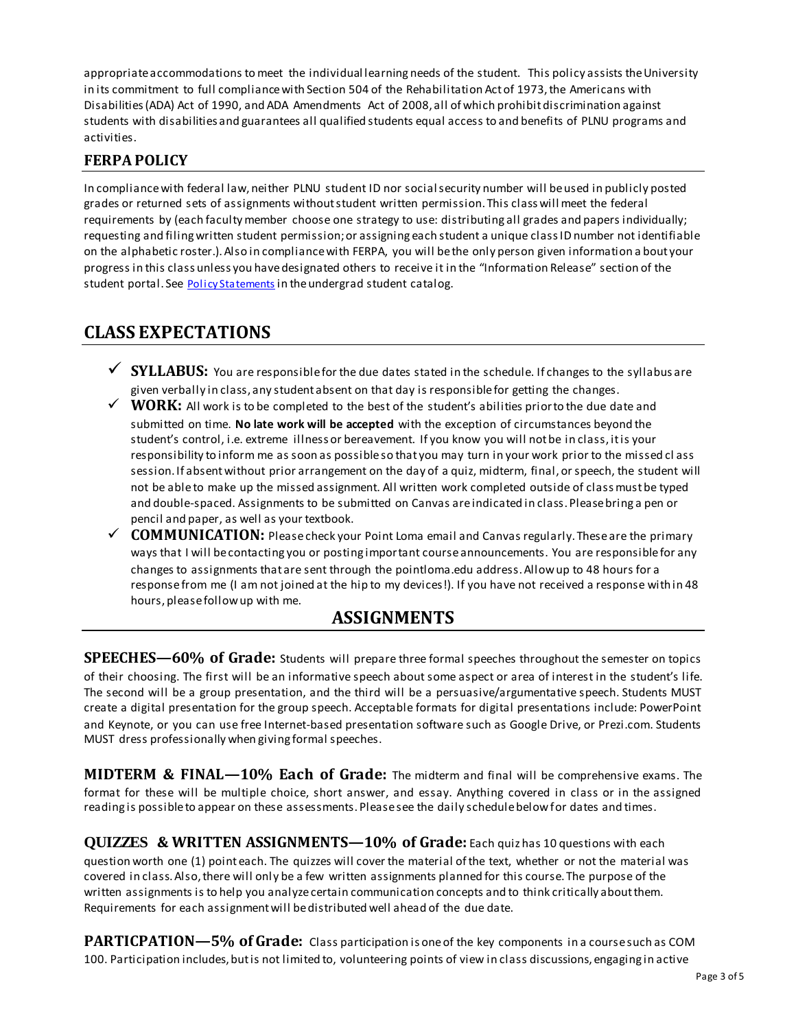appropriate accommodations to meet the individual learning needs of the student. This policy assists the University in its commitment to full compliance with Section 504 of the Rehabilitation Act of 1973, the Americans with Disabilities (ADA) Act of 1990, and ADA Amendments Act of 2008, all of which prohibit discrimination against students with disabilities and guarantees all qualified students equal access to and benefits of PLNU programs and activities.

### FERPA POLICY

In compliance with federal law, neither PLNU student ID nor social security number will be used in publicly posted grades or returned sets of assignments without student written permission. This class will meet the federal requirements by (each faculty member choose one strategy to use: distributing all grades and papers individually; requesting and filing written student permission; or assigning each student a unique class ID number not identifiable on the alphabetic roster.). Also in compliance with FERPA, you will be the only person given information about your progress in this class unless you have designated others to receive it in the "Information Release" section of the student portal. See Policy Statements in the undergrad student catalog.

## CLASS EXPECTATIONS

- ✓ **SYLLABUS:** You are responsible for the due dates stated in the schedule. If changes to the syllabus are given verbally in class, any student absent on that day is responsible for getting the changes.
- ✓ **WORK:** All work is to be completed to the best of the student's abilities prior to the due date and submitted on time. **No late work will be accepted** with the exception of circumstances beyond the student's control, i.e. extreme illness or bereavement. If you know you will not be in class, it is your responsibility to inform me as soon as possible so that you may turn in your work prior to the missed class session. If absent without prior arrangement on the day of a quiz, midterm, final, or speech, the student will not be able to make up the missed assignment. All written work completed outside of class must be typed and double-spaced. Assignments to be submitted on Canvas are indicated in class. Please bring a pen or pencil and paper, as well as your textbook.
- ✓ **COMMUNICATION:** Please check your Point Loma email and Canvas regularly. These are the primary ways that I will be contacting you or posting important course announcements. You are responsible for any changes to assignments that are sent through the pointloma.edu address. Allow up to 48 hours for a response from me (I am not joined at the hip to my devices!). If you have not received a response within 48 hours, please follow up with me.

## ASSIGNMENTS

**SPEECHES—60% of Grade:** Students will prepare three formal speeches throughout the semester on topics of their choosing. The first will be an informative speech about some aspect or area of interest in the student's life. The second will be a group presentation, and the third will be a persuasive/argumentative speech. Students MUST create a digital presentation for the group speech. Acceptable formats for digital presentations include: PowerPoint and Keynote, or you can use free Internet-based presentation software such as Google Drive, or Prezi.com. Students MUST dress professionally when giving formal speeches.

**MIDTERM & FINAL—10% Each of Grade:** The midterm and final will be comprehensive exams. The format for these will be multiple choice, short answer, and essay. Anything covered in class or in the assigned reading is possible to appear on these assessments. Please see the daily schedule below for dates and times.

**QUIZZES & WRITTEN ASSIGNMENTS—10% of Grade:** Each quiz has 10 questions with each question worth one (1) point each. The quizzes will cover the material of the text, whether or not the material was covered in class. Also, there will only be a few written assignments planned for this course. The purpose of the written assignments is to help you analyze certain communication concepts and to think critically about them. Requirements for each assignment will be distributed well ahead of the due date.

**PARTICPATION—5% of Grade:** Class participation is one of the key components in a course such as COM 100. Participation includes, but is not limited to, volunteering points of view in class discussions, engaging in active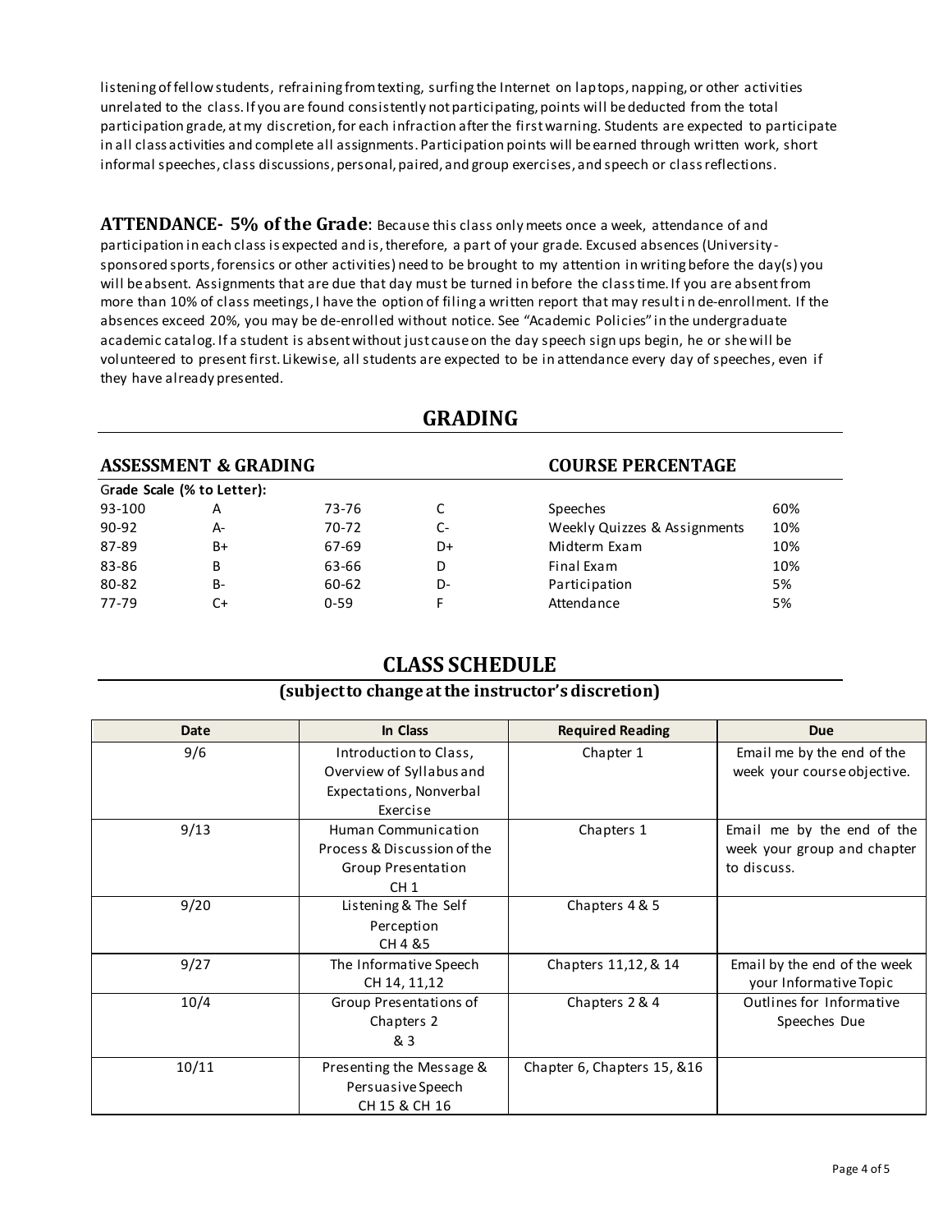listening of fellow students, refraining from texting, surfing the Internet on laptops, napping, or other activities unrelated to the class. If you are found consistently not participating, points will be deducted from the total participation grade, at my discretion, for each infraction after the first warning. Students are expected to participate in all class activities and complete all assignments. Participation points will be earned through written work, short informal speeches, class discussions, personal, paired, and group exercises, and speech or class reflections.

**ATTENDANCE- 5% of the Grade**: Because this class only meets once a week, attendance of and participation in each class is expected and is, therefore, a part of your grade. Excused absences (University-sponsored sports, forensics or other activities) need to be brought to my attention in writing before the day(s) you will be absent. Assignments that are due that day must be turned in before the class time. If you are absent from more than 10% of class meetings, I have the option of filing a written report that may result in de-enrollment. If the absences exceed 20%, you may be de-enrolled without notice. See "Academic Policies" in the undergraduate academic catalog. If a student is absent without just cause on the day speech sign ups begin, he or she will be volunteered to present first. Likewise, all students are expected to be in attendance every day of speeches, even if they have already presented.

## GRADING

### ASSESSMENT & GRADING

**Grade Scale (% to Letter):**

| | | | |
|---|---|---|---|
| 93-100 | A | 73-76 | C |
| 90-92 | A- | 70-72 | C- |
| 87-89 | B+ | 67-69 | D+ |
| 83-86 | B | 63-66 | D |
| 80-82 | B- | 60-62 | D- |
| 77-79 | C+ | 0-59 | F |

### COURSE PERCENTAGE

| | |
|---|---|
| Speeches | 60% |
| Weekly Quizzes & Assignments | 10% |
| Midterm Exam | 10% |
| Final Exam | 10% |
| Participation | 5% |
| Attendance | 5% |

## CLASS SCHEDULE

**(subject to change at the instructor's discretion)**

| Date | In Class | Required Reading | Due |
|---|---|---|---|
| 9/6 | Introduction to Class, Overview of Syllabus and Expectations, Nonverbal Exercise | Chapter 1 | Email me by the end of the week your course objective. |
| 9/13 | Human Communication Process & Discussion of the Group Presentation CH 1 | Chapters 1 | Email me by the end of the week your group and chapter to discuss. |
| 9/20 | Listening & The Self Perception CH 4 &5 | Chapters 4 & 5 | |
| 9/27 | The Informative Speech CH 14, 11,12 | Chapters 11,12, & 14 | Email by the end of the week your Informative Topic |
| 10/4 | Group Presentations of Chapters 2 & 3 | Chapters 2 & 4 | Outlines for Informative Speeches Due |
| 10/11 | Presenting the Message & Persuasive Speech CH 15 & CH 16 | Chapter 6, Chapters 15, &16 | |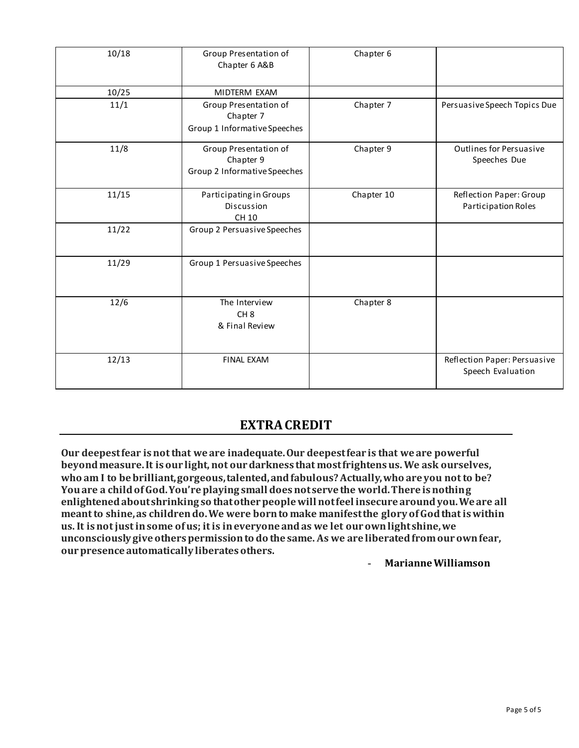| | | | |
|---|---|---|---|
| 10/18 | Group Presentation of Chapter 6 A&B | Chapter 6 | |
| 10/25 | MIDTERM EXAM | | |
| 11/1 | Group Presentation of Chapter 7<br>Group 1 Informative Speeches | Chapter 7 | Persuasive Speech Topics Due |
| 11/8 | Group Presentation of Chapter 9<br>Group 2 Informative Speeches | Chapter 9 | Outlines for Persuasive Speeches Due |
| 11/15 | Participating in Groups Discussion<br>CH 10 | Chapter 10 | Reflection Paper: Group Participation Roles |
| 11/22 | Group 2 Persuasive Speeches | | |
| 11/29 | Group 1 Persuasive Speeches | | |
| 12/6 | The Interview<br>CH 8<br>& Final Review | Chapter 8 | |
| 12/13 | FINAL EXAM | | Reflection Paper: Persuasive Speech Evaluation |

## EXTRA CREDIT

**Our deepest fear is not that we are inadequate. Our deepest fear is that we are powerful beyond measure. It is our light, not our darkness that most frightens us. We ask ourselves, who am I to be brilliant, gorgeous, talented, and fabulous? Actually, who are you not to be? You are a child of God. You're playing small does not serve the world. There is nothing enlightened about shrinking so that other people will not feel insecure around you. We are all meant to shine, as children do. We were born to make manifest the glory of God that is within us. It is not just in some of us; it is in everyone and as we let our own light shine, we unconsciously give others permission to do the same. As we are liberated from our own fear, our presence automatically liberates others.**

- **Marianne Williamson**